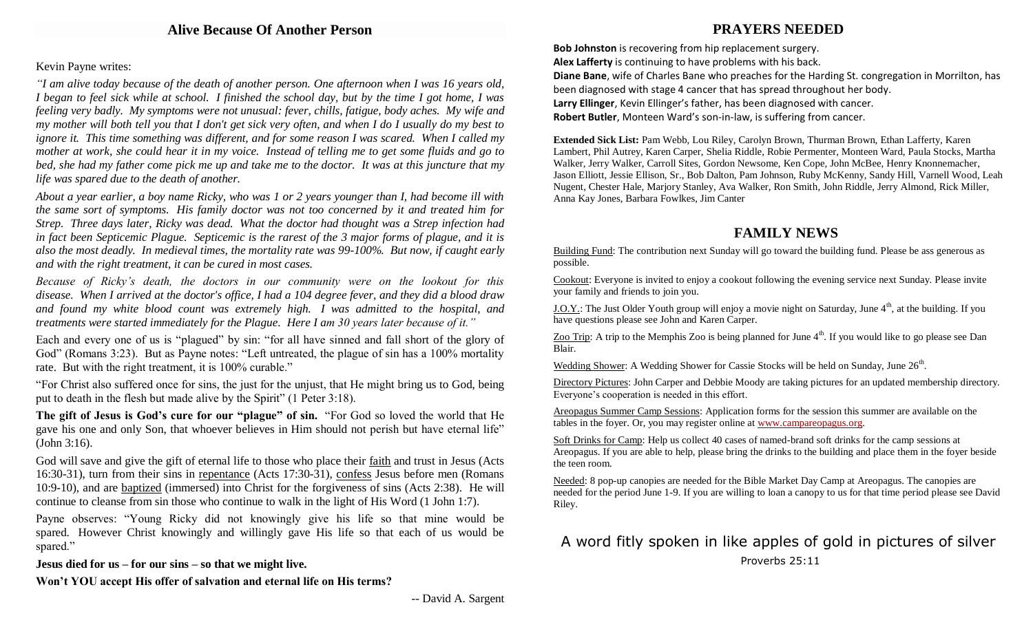## Alive Because Of Another Person

Kevin Payne writes:

*"I am alive today because of the death of another person. One afternoon when I was 16 years old, I began to feel sick while at school. I finished the school day, but by the time I got home, I was feeling very badly. My symptoms were not unusual: fever, chills, fatigue, body aches. My wife and my mother will both tell you that I don't get sick very often, and when I do I usually do my best to ignore it. This time something was different, and for some reason I was scared. When I called my mother at work, she could hear it in my voice. Instead of telling me to get some fluids and go to bed, she had my father come pick me up and take me to the doctor. It was at this juncture that my life was spared due to the death of another.*

*About a year earlier, a boy name Ricky, who was 1 or 2 years younger than I, had become ill with the same sort of symptoms. His family doctor was not too concerned by it and treated him for Strep. Three days later, Ricky was dead. What the doctor had thought was a Strep infection had in fact been Septicemic Plague. Septicemic is the rarest of the 3 major forms of plague, and it is also the most deadly. In medieval times, the mortality rate was 99-100%. But now, if caught early and with the right treatment, it can be cured in most cases.*

*Because of Ricky's death, the doctors in our community were on the lookout for this disease. When I arrived at the doctor's office, I had a 104 degree fever, and they did a blood draw and found my white blood count was extremely high. I was admitted to the hospital, and treatments were started immediately for the Plague. Here I am 30 years later because of it."*

Each and every one of us is "plagued" by sin: "for all have sinned and fall short of the glory of God" (Romans 3:23). But as Payne notes: "Left untreated, the plague of sin has a 100% mortality rate. But with the right treatment, it is 100% curable."

"For Christ also suffered once for sins, the just for the unjust, that He might bring us to God, being put to death in the flesh but made alive by the Spirit" (1 Peter 3:18).

**The gift of Jesus is God's cure for our "plague" of sin.** "For God so loved the world that He gave his one and only Son, that whoever believes in Him should not perish but have eternal life" (John 3:16).

God will save and give the gift of eternal life to those who place their faith and trust in Jesus (Acts 16:30-31), turn from their sins in repentance (Acts 17:30-31), confess Jesus before men (Romans 10:9-10), and are baptized (immersed) into Christ for the forgiveness of sins (Acts 2:38). He will continue to cleanse from sin those who continue to walk in the light of His Word (1 John 1:7).

Payne observes: "Young Ricky did not knowingly give his life so that mine would be spared. However Christ knowingly and willingly gave His life so that each of us would be spared."

**Jesus died for us – for our sins – so that we might live.**

**Won't YOU accept His offer of salvation and eternal life on His terms?**

-- David A. Sargent

## PRAYERS NEEDED

**Bob Johnston** is recovering from hip replacement surgery.
**Alex Lafferty** is continuing to have problems with his back.
**Diane Bane**, wife of Charles Bane who preaches for the Harding St. congregation in Morrilton, has been diagnosed with stage 4 cancer that has spread throughout her body.
**Larry Ellinger**, Kevin Ellinger's father, has been diagnosed with cancer.
**Robert Butler**, Monteen Ward's son-in-law, is suffering from cancer.

**Extended Sick List:** Pam Webb, Lou Riley, Carolyn Brown, Thurman Brown, Ethan Lafferty, Karen Lambert, Phil Autrey, Karen Carper, Shelia Riddle, Robie Permenter, Monteen Ward, Paula Stocks, Martha Walker, Jerry Walker, Carroll Sites, Gordon Newsome, Ken Cope, John McBee, Henry Knonnemacher, Jason Elliott, Jessie Ellison, Sr., Bob Dalton, Pam Johnson, Ruby McKenny, Sandy Hill, Varnell Wood, Leah Nugent, Chester Hale, Marjory Stanley, Ava Walker, Ron Smith, John Riddle, Jerry Almond, Rick Miller, Anna Kay Jones, Barbara Fowlkes, Jim Canter

## FAMILY NEWS

Building Fund: The contribution next Sunday will go toward the building fund. Please be ass generous as possible.

Cookout: Everyone is invited to enjoy a cookout following the evening service next Sunday. Please invite your family and friends to join you.

J.O.Y.: The Just Older Youth group will enjoy a movie night on Saturday, June 4th, at the building. If you have questions please see John and Karen Carper.

Zoo Trip: A trip to the Memphis Zoo is being planned for June 4th. If you would like to go please see Dan Blair.

Wedding Shower: A Wedding Shower for Cassie Stocks will be held on Sunday, June 26th.

Directory Pictures: John Carper and Debbie Moody are taking pictures for an updated membership directory. Everyone's cooperation is needed in this effort.

Areopagus Summer Camp Sessions: Application forms for the session this summer are available on the tables in the foyer. Or, you may register online at www.campareopagus.org.

Soft Drinks for Camp: Help us collect 40 cases of named-brand soft drinks for the camp sessions at Areopagus. If you are able to help, please bring the drinks to the building and place them in the foyer beside the teen room.

Needed: 8 pop-up canopies are needed for the Bible Market Day Camp at Areopagus. The canopies are needed for the period June 1-9. If you are willing to loan a canopy to us for that time period please see David Riley.

A word fitly spoken in like apples of gold in pictures of silver

Proverbs 25:11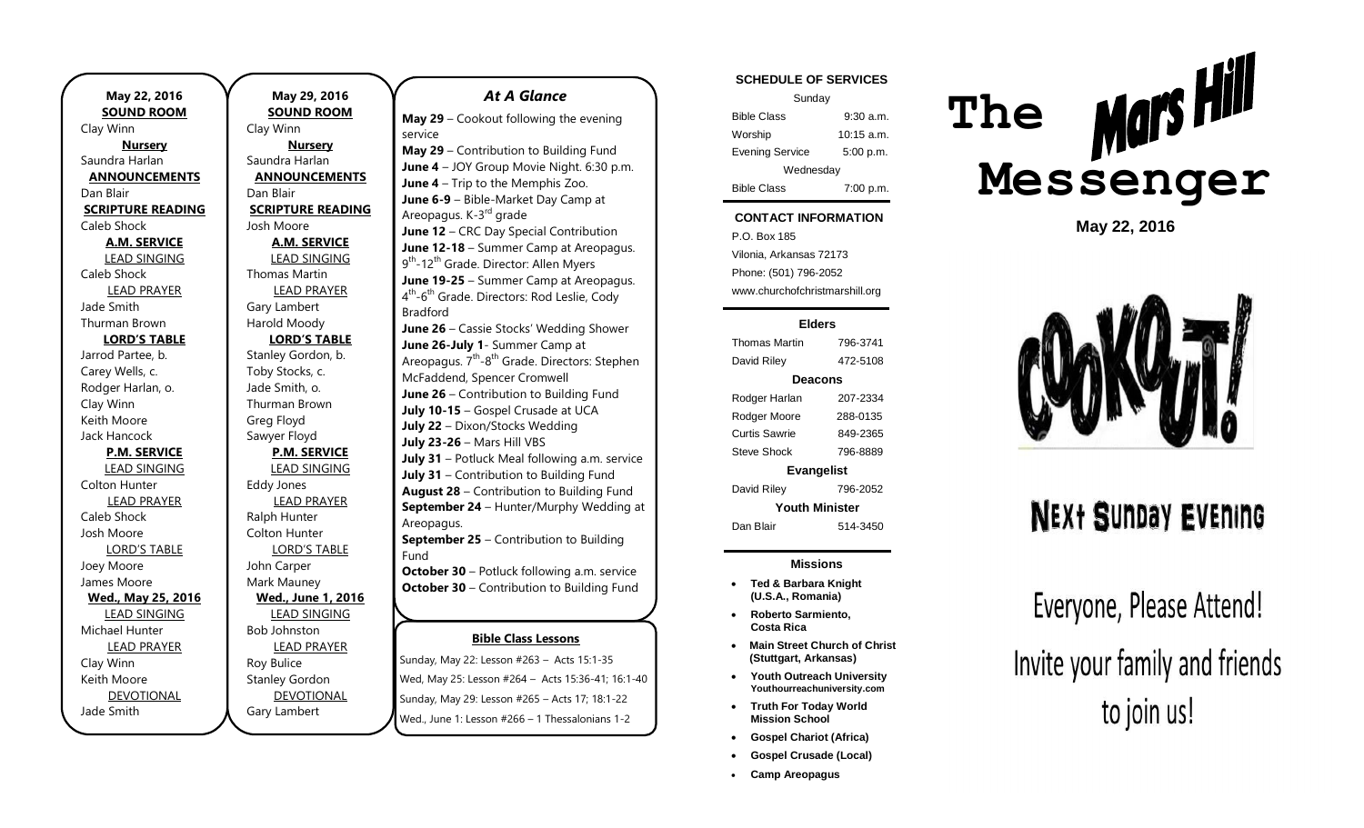**May 22, 2016**

**SOUND ROOM**

Clay Winn

**Nursery**

Saundra Harlan

**ANNOUNCEMENTS**

Dan Blair

**SCRIPTURE READING**

Caleb Shock

**A.M. SERVICE**

LEAD SINGING

Caleb Shock

LEAD PRAYER

Jade Smith

Thurman Brown

**LORD'S TABLE**

Jarrod Partee, b.

Carey Wells, c.

Rodger Harlan, o.

Clay Winn

Keith Moore

Jack Hancock

**P.M. SERVICE**

LEAD SINGING

Colton Hunter

LEAD PRAYER

Caleb Shock

Josh Moore

LORD'S TABLE

Joey Moore

James Moore

**Wed., May 25, 2016**

LEAD SINGING

Michael Hunter

LEAD PRAYER

Clay Winn

Keith Moore

DEVOTIONAL

Jade Smith

**May 29, 2016**

**SOUND ROOM**

Clay Winn

**Nursery**

Saundra Harlan

**ANNOUNCEMENTS**

Dan Blair

**SCRIPTURE READING**

Josh Moore

**A.M. SERVICE**

LEAD SINGING

Thomas Martin

LEAD PRAYER

Gary Lambert

Harold Moody

**LORD'S TABLE**

Stanley Gordon, b.

Toby Stocks, c.

Jade Smith, o.

Thurman Brown

Greg Floyd

Sawyer Floyd

**P.M. SERVICE**

LEAD SINGING

Eddy Jones

LEAD PRAYER

Ralph Hunter

Colton Hunter

LORD'S TABLE

John Carper

Mark Mauney

**Wed., June 1, 2016**

LEAD SINGING

Bob Johnston

LEAD PRAYER

Roy Bulice

Stanley Gordon

DEVOTIONAL

Gary Lambert

## *At A Glance*

**May 29** – Cookout following the evening service
**May 29** – Contribution to Building Fund
**June 4** – JOY Group Movie Night. 6:30 p.m.
**June 4** – Trip to the Memphis Zoo.
**June 6-9** – Bible-Market Day Camp at Areopagus. K-3rd grade
**June 12** – CRC Day Special Contribution
**June 12-18** – Summer Camp at Areopagus. 9th-12th Grade. Director: Allen Myers
**June 19-25** – Summer Camp at Areopagus. 4th-6th Grade. Directors: Rod Leslie, Cody Bradford
**June 26** – Cassie Stocks' Wedding Shower
**June 26-July 1**- Summer Camp at Areopagus. 7th-8th Grade. Directors: Stephen McFaddend, Spencer Cromwell
**June 26** – Contribution to Building Fund
**July 10-15** – Gospel Crusade at UCA
**July 22** – Dixon/Stocks Wedding
**July 23-26** – Mars Hill VBS
**July 31** – Potluck Meal following a.m. service
**July 31** – Contribution to Building Fund
**August 28** – Contribution to Building Fund
**September 24** – Hunter/Murphy Wedding at Areopagus.
**September 25** – Contribution to Building Fund
**October 30** – Potluck following a.m. service
**October 30** – Contribution to Building Fund

### Bible Class Lessons

Sunday, May 22: Lesson #263 – Acts 15:1-35
Wed, May 25: Lesson #264 – Acts 15:36-41; 16:1-40
Sunday, May 29: Lesson #265 – Acts 17; 18:1-22
Wed., June 1: Lesson #266 – 1 Thessalonians 1-2

### SCHEDULE OF SERVICES

| | |
|---|---|
| Sunday | |
| Bible Class | 9:30 a.m. |
| Worship | 10:15 a.m. |
| Evening Service | 5:00 p.m. |
| Wednesday | |
| Bible Class | 7:00 p.m. |

### CONTACT INFORMATION

P.O. Box 185
Vilonia, Arkansas 72173
Phone: (501) 796-2052
www.churchofchristmarshill.org

### Elders

| | |
|---|---|
| Thomas Martin | 796-3741 |
| David Riley | 472-5108 |
| **Deacons** | |
| Rodger Harlan | 207-2334 |
| Rodger Moore | 288-0135 |
| Curtis Sawrie | 849-2365 |
| Steve Shock | 796-8889 |
| **Evangelist** | |
| David Riley | 796-2052 |
| **Youth Minister** | |
| Dan Blair | 514-3450 |

### Missions

- **Ted & Barbara Knight (U.S.A., Romania)**
- **Roberto Sarmiento, Costa Rica**
- **Main Street Church of Christ (Stuttgart, Arkansas)**
- **Youth Outreach University** Youthourreachuniversity.com
- **Truth For Today World Mission School**
- **Gospel Chariot (Africa)**
- **Gospel Crusade (Local)**
- **Camp Areopagus**

# The Mars Hill Messenger

**May 22, 2016**

COOKOUT!

## Next Sunday Evening

Everyone, Please Attend!
Invite your family and friends to join us!